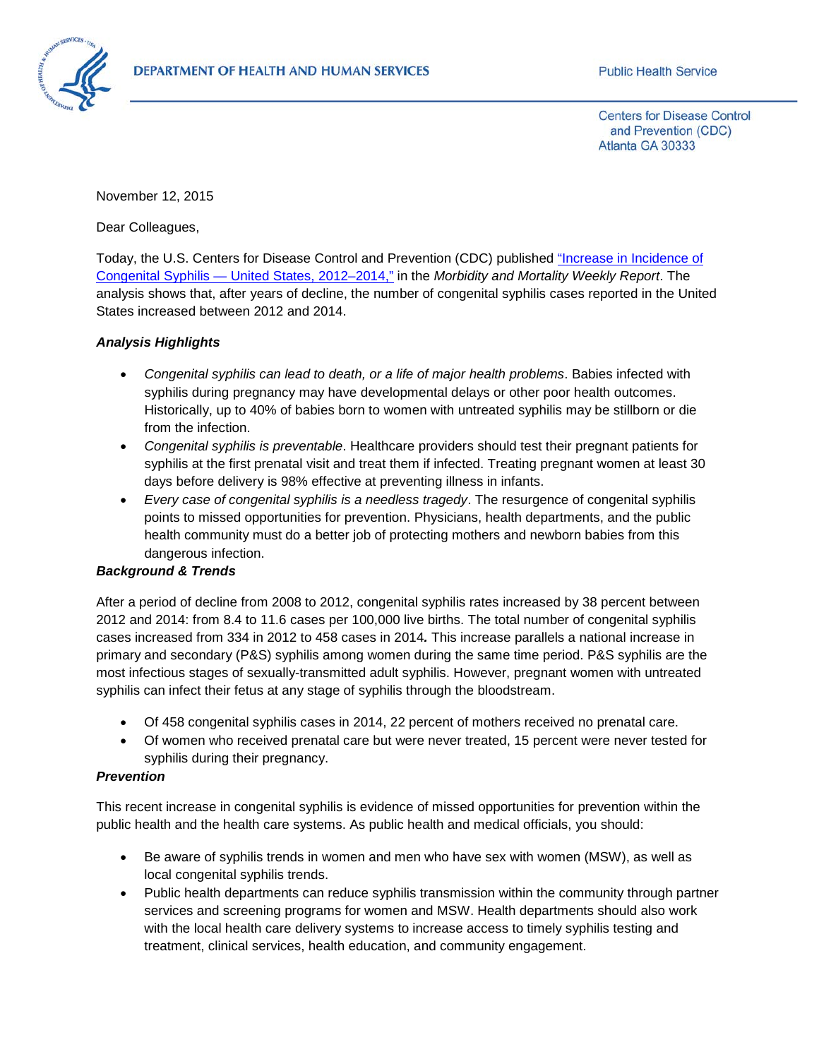DEPARTMENT OF HEALTH AND HUMAN SERVICES

Public Health Service

Centers for Disease Control and Prevention (CDC)
Atlanta GA 30333

November 12, 2015

Dear Colleagues,

Today, the U.S. Centers for Disease Control and Prevention (CDC) published "Increase in Incidence of Congenital Syphilis — United States, 2012–2014," in the *Morbidity and Mortality Weekly Report*. The analysis shows that, after years of decline, the number of congenital syphilis cases reported in the United States increased between 2012 and 2014.

***Analysis Highlights***

- *Congenital syphilis can lead to death, or a life of major health problems*. Babies infected with syphilis during pregnancy may have developmental delays or other poor health outcomes. Historically, up to 40% of babies born to women with untreated syphilis may be stillborn or die from the infection.
- *Congenital syphilis is preventable*. Healthcare providers should test their pregnant patients for syphilis at the first prenatal visit and treat them if infected. Treating pregnant women at least 30 days before delivery is 98% effective at preventing illness in infants.
- *Every case of congenital syphilis is a needless tragedy*. The resurgence of congenital syphilis points to missed opportunities for prevention. Physicians, health departments, and the public health community must do a better job of protecting mothers and newborn babies from this dangerous infection.

***Background & Trends***

After a period of decline from 2008 to 2012, congenital syphilis rates increased by 38 percent between 2012 and 2014: from 8.4 to 11.6 cases per 100,000 live births. The total number of congenital syphilis cases increased from 334 in 2012 to 458 cases in 2014***.*** This increase parallels a national increase in primary and secondary (P&S) syphilis among women during the same time period. P&S syphilis are the most infectious stages of sexually-transmitted adult syphilis. However, pregnant women with untreated syphilis can infect their fetus at any stage of syphilis through the bloodstream.

- Of 458 congenital syphilis cases in 2014, 22 percent of mothers received no prenatal care.
- Of women who received prenatal care but were never treated, 15 percent were never tested for syphilis during their pregnancy.

***Prevention***

This recent increase in congenital syphilis is evidence of missed opportunities for prevention within the public health and the health care systems. As public health and medical officials, you should:

- Be aware of syphilis trends in women and men who have sex with women (MSW), as well as local congenital syphilis trends.
- Public health departments can reduce syphilis transmission within the community through partner services and screening programs for women and MSW. Health departments should also work with the local health care delivery systems to increase access to timely syphilis testing and treatment, clinical services, health education, and community engagement.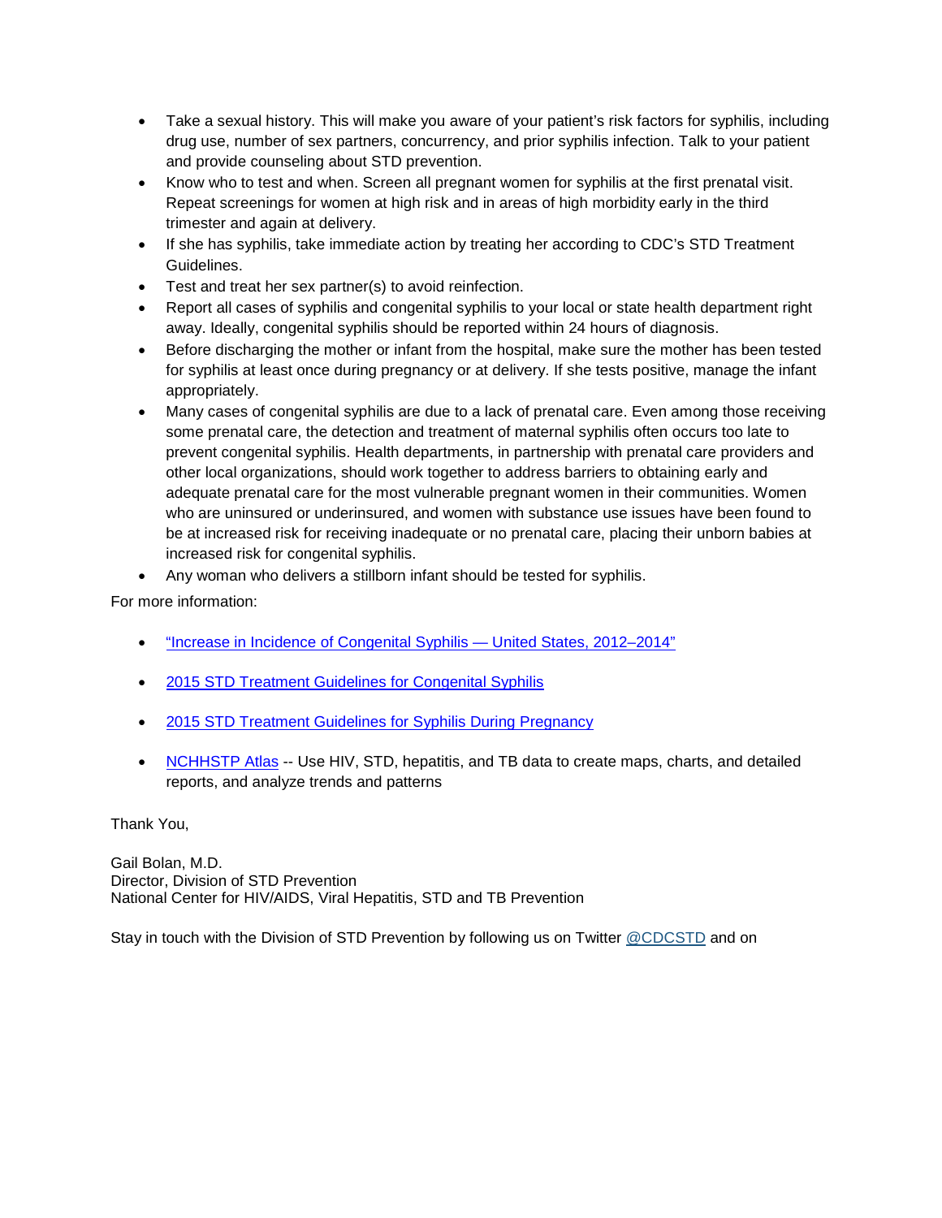- Take a sexual history. This will make you aware of your patient's risk factors for syphilis, including drug use, number of sex partners, concurrency, and prior syphilis infection. Talk to your patient and provide counseling about STD prevention.
- Know who to test and when. Screen all pregnant women for syphilis at the first prenatal visit. Repeat screenings for women at high risk and in areas of high morbidity early in the third trimester and again at delivery.
- If she has syphilis, take immediate action by treating her according to CDC's STD Treatment Guidelines.
- Test and treat her sex partner(s) to avoid reinfection.
- Report all cases of syphilis and congenital syphilis to your local or state health department right away. Ideally, congenital syphilis should be reported within 24 hours of diagnosis.
- Before discharging the mother or infant from the hospital, make sure the mother has been tested for syphilis at least once during pregnancy or at delivery. If she tests positive, manage the infant appropriately.
- Many cases of congenital syphilis are due to a lack of prenatal care. Even among those receiving some prenatal care, the detection and treatment of maternal syphilis often occurs too late to prevent congenital syphilis. Health departments, in partnership with prenatal care providers and other local organizations, should work together to address barriers to obtaining early and adequate prenatal care for the most vulnerable pregnant women in their communities. Women who are uninsured or underinsured, and women with substance use issues have been found to be at increased risk for receiving inadequate or no prenatal care, placing their unborn babies at increased risk for congenital syphilis.
- Any woman who delivers a stillborn infant should be tested for syphilis.

For more information:

- "Increase in Incidence of Congenital Syphilis — United States, 2012–2014"
- 2015 STD Treatment Guidelines for Congenital Syphilis
- 2015 STD Treatment Guidelines for Syphilis During Pregnancy
- NCHHSTP Atlas -- Use HIV, STD, hepatitis, and TB data to create maps, charts, and detailed reports, and analyze trends and patterns

Thank You,

Gail Bolan, M.D.
Director, Division of STD Prevention
National Center for HIV/AIDS, Viral Hepatitis, STD and TB Prevention

Stay in touch with the Division of STD Prevention by following us on Twitter @CDCSTD and on